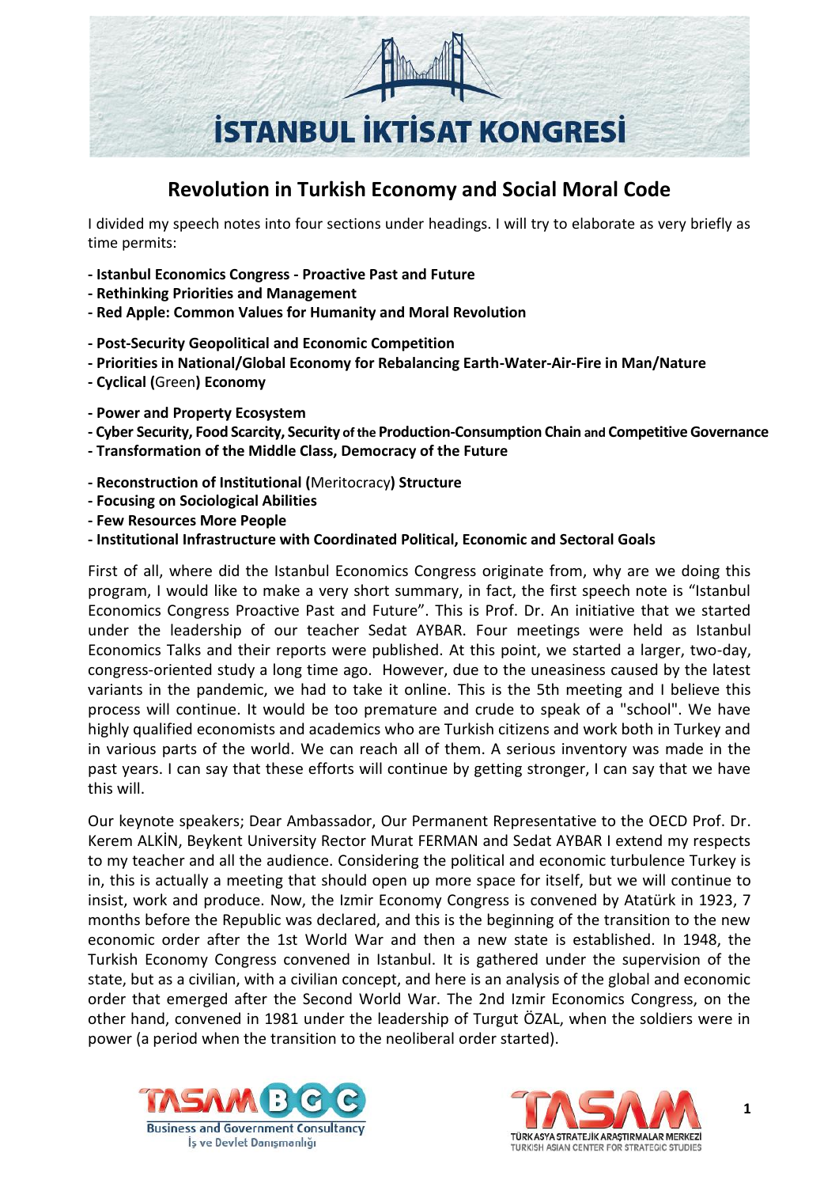# İSTANBUL İKTİSAT KONGRESİ

## Revolution in Turkish Economy and Social Moral Code

I divided my speech notes into four sections under headings. I will try to elaborate as very briefly as time permits:

**- Istanbul Economics Congress - Proactive Past and Future**
**- Rethinking Priorities and Management**
**- Red Apple: Common Values for Humanity and Moral Revolution**

**- Post-Security Geopolitical and Economic Competition**
**- Priorities in National/Global Economy for Rebalancing Earth-Water-Air-Fire in Man/Nature**
**- Cyclical (**Green**) Economy**

**- Power and Property Ecosystem**
**- Cyber Security, Food Scarcity, Security of the Production-Consumption Chain and Competitive Governance**
**- Transformation of the Middle Class, Democracy of the Future**

**- Reconstruction of Institutional (**Meritocracy**) Structure**
**- Focusing on Sociological Abilities**
**- Few Resources More People**
**- Institutional Infrastructure with Coordinated Political, Economic and Sectoral Goals**

First of all, where did the Istanbul Economics Congress originate from, why are we doing this program, I would like to make a very short summary, in fact, the first speech note is "Istanbul Economics Congress Proactive Past and Future". This is Prof. Dr. An initiative that we started under the leadership of our teacher Sedat AYBAR. Four meetings were held as Istanbul Economics Talks and their reports were published. At this point, we started a larger, two-day, congress-oriented study a long time ago. However, due to the uneasiness caused by the latest variants in the pandemic, we had to take it online. This is the 5th meeting and I believe this process will continue. It would be too premature and crude to speak of a "school". We have highly qualified economists and academics who are Turkish citizens and work both in Turkey and in various parts of the world. We can reach all of them. A serious inventory was made in the past years. I can say that these efforts will continue by getting stronger, I can say that we have this will.

Our keynote speakers; Dear Ambassador, Our Permanent Representative to the OECD Prof. Dr. Kerem ALKİN, Beykent University Rector Murat FERMAN and Sedat AYBAR I extend my respects to my teacher and all the audience. Considering the political and economic turbulence Turkey is in, this is actually a meeting that should open up more space for itself, but we will continue to insist, work and produce. Now, the Izmir Economy Congress is convened by Atatürk in 1923, 7 months before the Republic was declared, and this is the beginning of the transition to the new economic order after the 1st World War and then a new state is established. In 1948, the Turkish Economy Congress convened in Istanbul. It is gathered under the supervision of the state, but as a civilian, with a civilian concept, and here is an analysis of the global and economic order that emerged after the Second World War. The 2nd Izmir Economics Congress, on the other hand, convened in 1981 under the leadership of Turgut ÖZAL, when the soldiers were in power (a period when the transition to the neoliberal order started).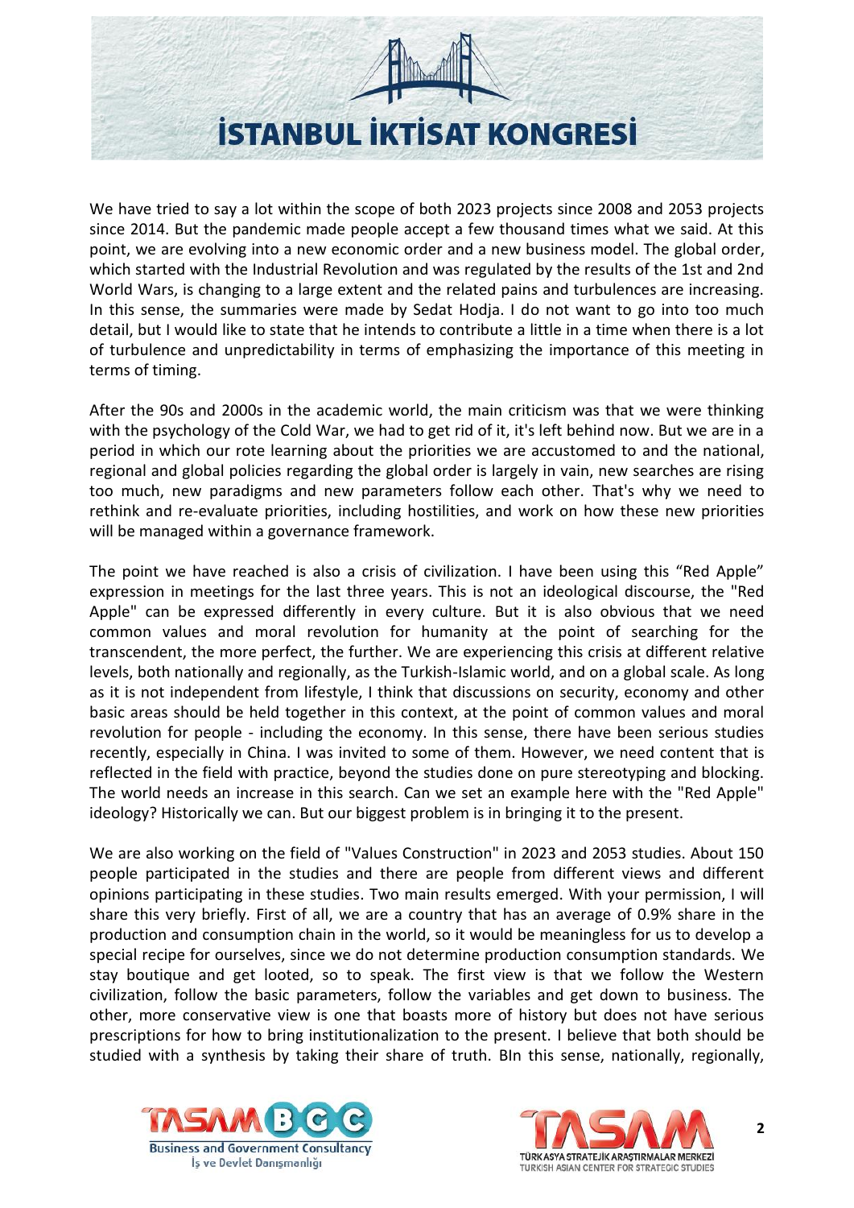We have tried to say a lot within the scope of both 2023 projects since 2008 and 2053 projects since 2014. But the pandemic made people accept a few thousand times what we said. At this point, we are evolving into a new economic order and a new business model. The global order, which started with the Industrial Revolution and was regulated by the results of the 1st and 2nd World Wars, is changing to a large extent and the related pains and turbulences are increasing. In this sense, the summaries were made by Sedat Hodja. I do not want to go into too much detail, but I would like to state that he intends to contribute a little in a time when there is a lot of turbulence and unpredictability in terms of emphasizing the importance of this meeting in terms of timing.

After the 90s and 2000s in the academic world, the main criticism was that we were thinking with the psychology of the Cold War, we had to get rid of it, it's left behind now. But we are in a period in which our rote learning about the priorities we are accustomed to and the national, regional and global policies regarding the global order is largely in vain, new searches are rising too much, new paradigms and new parameters follow each other. That's why we need to rethink and re-evaluate priorities, including hostilities, and work on how these new priorities will be managed within a governance framework.

The point we have reached is also a crisis of civilization. I have been using this "Red Apple" expression in meetings for the last three years. This is not an ideological discourse, the "Red Apple" can be expressed differently in every culture. But it is also obvious that we need common values and moral revolution for humanity at the point of searching for the transcendent, the more perfect, the further. We are experiencing this crisis at different relative levels, both nationally and regionally, as the Turkish-Islamic world, and on a global scale. As long as it is not independent from lifestyle, I think that discussions on security, economy and other basic areas should be held together in this context, at the point of common values and moral revolution for people - including the economy. In this sense, there have been serious studies recently, especially in China. I was invited to some of them. However, we need content that is reflected in the field with practice, beyond the studies done on pure stereotyping and blocking. The world needs an increase in this search. Can we set an example here with the "Red Apple" ideology? Historically we can. But our biggest problem is in bringing it to the present.

We are also working on the field of "Values Construction" in 2023 and 2053 studies. About 150 people participated in the studies and there are people from different views and different opinions participating in these studies. Two main results emerged. With your permission, I will share this very briefly. First of all, we are a country that has an average of 0.9% share in the production and consumption chain in the world, so it would be meaningless for us to develop a special recipe for ourselves, since we do not determine production consumption standards. We stay boutique and get looted, so to speak. The first view is that we follow the Western civilization, follow the basic parameters, follow the variables and get down to business. The other, more conservative view is one that boasts more of history but does not have serious prescriptions for how to bring institutionalization to the present. I believe that both should be studied with a synthesis by taking their share of truth. BIn this sense, nationally, regionally,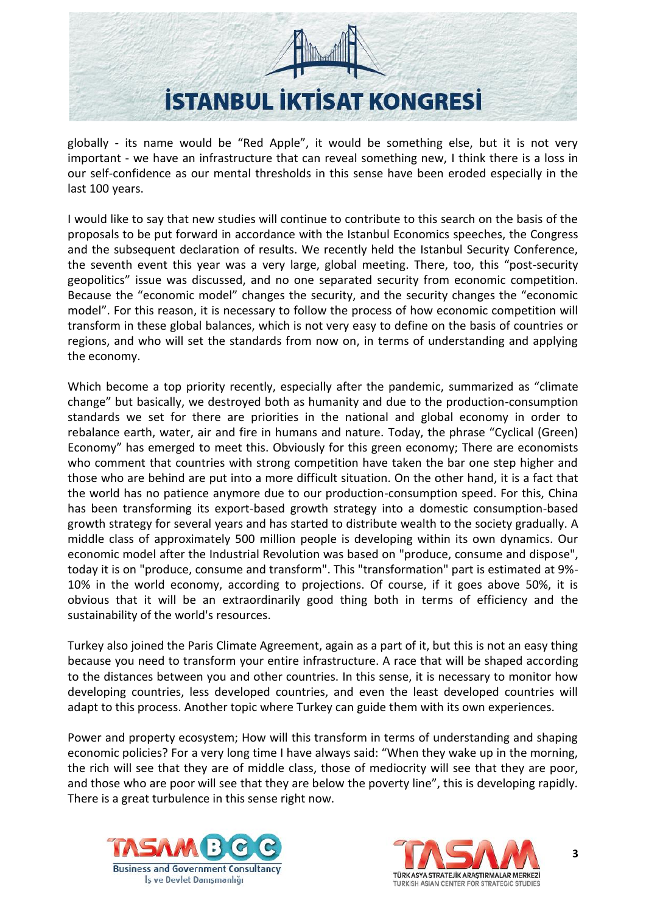globally - its name would be "Red Apple", it would be something else, but it is not very important - we have an infrastructure that can reveal something new, I think there is a loss in our self-confidence as our mental thresholds in this sense have been eroded especially in the last 100 years.

I would like to say that new studies will continue to contribute to this search on the basis of the proposals to be put forward in accordance with the Istanbul Economics speeches, the Congress and the subsequent declaration of results. We recently held the Istanbul Security Conference, the seventh event this year was a very large, global meeting. There, too, this "post-security geopolitics" issue was discussed, and no one separated security from economic competition. Because the "economic model" changes the security, and the security changes the "economic model". For this reason, it is necessary to follow the process of how economic competition will transform in these global balances, which is not very easy to define on the basis of countries or regions, and who will set the standards from now on, in terms of understanding and applying the economy.

Which become a top priority recently, especially after the pandemic, summarized as "climate change" but basically, we destroyed both as humanity and due to the production-consumption standards we set for there are priorities in the national and global economy in order to rebalance earth, water, air and fire in humans and nature. Today, the phrase "Cyclical (Green) Economy" has emerged to meet this. Obviously for this green economy; There are economists who comment that countries with strong competition have taken the bar one step higher and those who are behind are put into a more difficult situation. On the other hand, it is a fact that the world has no patience anymore due to our production-consumption speed. For this, China has been transforming its export-based growth strategy into a domestic consumption-based growth strategy for several years and has started to distribute wealth to the society gradually. A middle class of approximately 500 million people is developing within its own dynamics. Our economic model after the Industrial Revolution was based on "produce, consume and dispose", today it is on "produce, consume and transform". This "transformation" part is estimated at 9%-10% in the world economy, according to projections. Of course, if it goes above 50%, it is obvious that it will be an extraordinarily good thing both in terms of efficiency and the sustainability of the world's resources.

Turkey also joined the Paris Climate Agreement, again as a part of it, but this is not an easy thing because you need to transform your entire infrastructure. A race that will be shaped according to the distances between you and other countries. In this sense, it is necessary to monitor how developing countries, less developed countries, and even the least developed countries will adapt to this process. Another topic where Turkey can guide them with its own experiences.

Power and property ecosystem; How will this transform in terms of understanding and shaping economic policies? For a very long time I have always said: "When they wake up in the morning, the rich will see that they are of middle class, those of mediocrity will see that they are poor, and those who are poor will see that they are below the poverty line", this is developing rapidly. There is a great turbulence in this sense right now.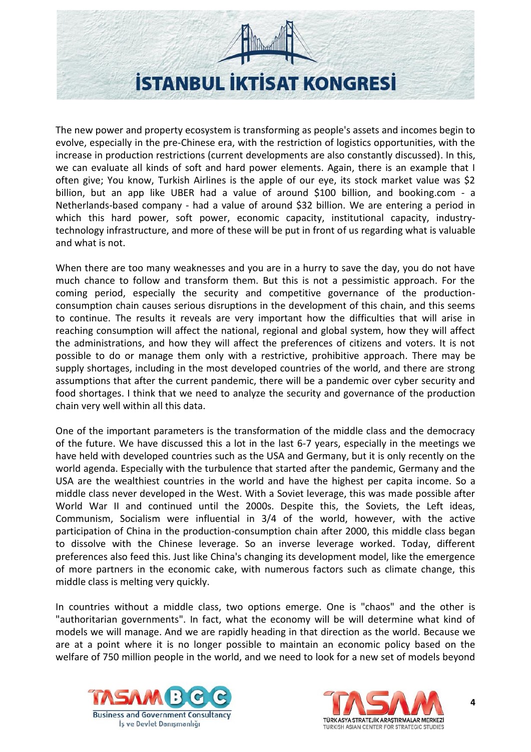The new power and property ecosystem is transforming as people's assets and incomes begin to evolve, especially in the pre-Chinese era, with the restriction of logistics opportunities, with the increase in production restrictions (current developments are also constantly discussed). In this, we can evaluate all kinds of soft and hard power elements. Again, there is an example that I often give; You know, Turkish Airlines is the apple of our eye, its stock market value was $2 billion, but an app like UBER had a value of around $100 billion, and booking.com - a Netherlands-based company - had a value of around $32 billion. We are entering a period in which this hard power, soft power, economic capacity, institutional capacity, industry-technology infrastructure, and more of these will be put in front of us regarding what is valuable and what is not.

When there are too many weaknesses and you are in a hurry to save the day, you do not have much chance to follow and transform them. But this is not a pessimistic approach. For the coming period, especially the security and competitive governance of the production-consumption chain causes serious disruptions in the development of this chain, and this seems to continue. The results it reveals are very important how the difficulties that will arise in reaching consumption will affect the national, regional and global system, how they will affect the administrations, and how they will affect the preferences of citizens and voters. It is not possible to do or manage them only with a restrictive, prohibitive approach. There may be supply shortages, including in the most developed countries of the world, and there are strong assumptions that after the current pandemic, there will be a pandemic over cyber security and food shortages. I think that we need to analyze the security and governance of the production chain very well within all this data.

One of the important parameters is the transformation of the middle class and the democracy of the future. We have discussed this a lot in the last 6-7 years, especially in the meetings we have held with developed countries such as the USA and Germany, but it is only recently on the world agenda. Especially with the turbulence that started after the pandemic, Germany and the USA are the wealthiest countries in the world and have the highest per capita income. So a middle class never developed in the West. With a Soviet leverage, this was made possible after World War II and continued until the 2000s. Despite this, the Soviets, the Left ideas, Communism, Socialism were influential in 3/4 of the world, however, with the active participation of China in the production-consumption chain after 2000, this middle class began to dissolve with the Chinese leverage. So an inverse leverage worked. Today, different preferences also feed this. Just like China's changing its development model, like the emergence of more partners in the economic cake, with numerous factors such as climate change, this middle class is melting very quickly.

In countries without a middle class, two options emerge. One is "chaos" and the other is "authoritarian governments". In fact, what the economy will be will determine what kind of models we will manage. And we are rapidly heading in that direction as the world. Because we are at a point where it is no longer possible to maintain an economic policy based on the welfare of 750 million people in the world, and we need to look for a new set of models beyond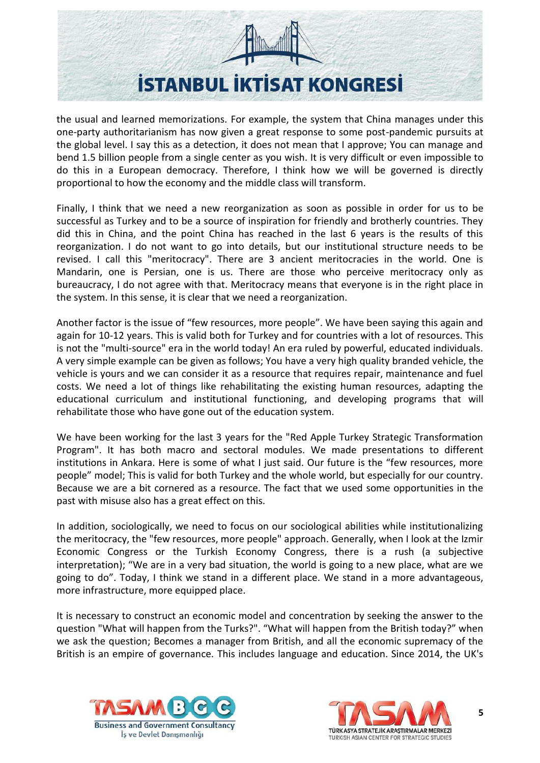the usual and learned memorizations. For example, the system that China manages under this one-party authoritarianism has now given a great response to some post-pandemic pursuits at the global level. I say this as a detection, it does not mean that I approve; You can manage and bend 1.5 billion people from a single center as you wish. It is very difficult or even impossible to do this in a European democracy. Therefore, I think how we will be governed is directly proportional to how the economy and the middle class will transform.

Finally, I think that we need a new reorganization as soon as possible in order for us to be successful as Turkey and to be a source of inspiration for friendly and brotherly countries. They did this in China, and the point China has reached in the last 6 years is the results of this reorganization. I do not want to go into details, but our institutional structure needs to be revised. I call this "meritocracy". There are 3 ancient meritocracies in the world. One is Mandarin, one is Persian, one is us. There are those who perceive meritocracy only as bureaucracy, I do not agree with that. Meritocracy means that everyone is in the right place in the system. In this sense, it is clear that we need a reorganization.

Another factor is the issue of “few resources, more people”. We have been saying this again and again for 10-12 years. This is valid both for Turkey and for countries with a lot of resources. This is not the "multi-source" era in the world today! An era ruled by powerful, educated individuals. A very simple example can be given as follows; You have a very high quality branded vehicle, the vehicle is yours and we can consider it as a resource that requires repair, maintenance and fuel costs. We need a lot of things like rehabilitating the existing human resources, adapting the educational curriculum and institutional functioning, and developing programs that will rehabilitate those who have gone out of the education system.

We have been working for the last 3 years for the "Red Apple Turkey Strategic Transformation Program". It has both macro and sectoral modules. We made presentations to different institutions in Ankara. Here is some of what I just said. Our future is the “few resources, more people” model; This is valid for both Turkey and the whole world, but especially for our country. Because we are a bit cornered as a resource. The fact that we used some opportunities in the past with misuse also has a great effect on this.

In addition, sociologically, we need to focus on our sociological abilities while institutionalizing the meritocracy, the "few resources, more people" approach. Generally, when I look at the Izmir Economic Congress or the Turkish Economy Congress, there is a rush (a subjective interpretation); “We are in a very bad situation, the world is going to a new place, what are we going to do”. Today, I think we stand in a different place. We stand in a more advantageous, more infrastructure, more equipped place.

It is necessary to construct an economic model and concentration by seeking the answer to the question "What will happen from the Turks?". “What will happen from the British today?” when we ask the question; Becomes a manager from British, and all the economic supremacy of the British is an empire of governance. This includes language and education. Since 2014, the UK's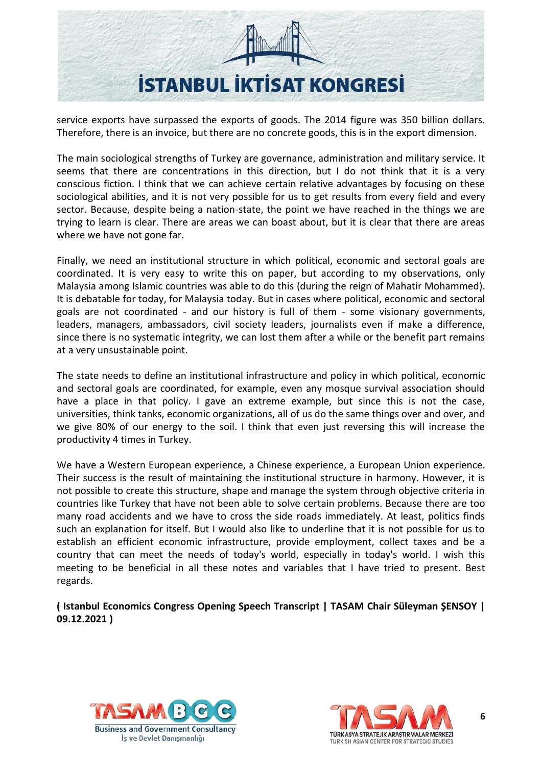service exports have surpassed the exports of goods. The 2014 figure was 350 billion dollars. Therefore, there is an invoice, but there are no concrete goods, this is in the export dimension.

The main sociological strengths of Turkey are governance, administration and military service. It seems that there are concentrations in this direction, but I do not think that it is a very conscious fiction. I think that we can achieve certain relative advantages by focusing on these sociological abilities, and it is not very possible for us to get results from every field and every sector. Because, despite being a nation-state, the point we have reached in the things we are trying to learn is clear. There are areas we can boast about, but it is clear that there are areas where we have not gone far.

Finally, we need an institutional structure in which political, economic and sectoral goals are coordinated. It is very easy to write this on paper, but according to my observations, only Malaysia among Islamic countries was able to do this (during the reign of Mahatir Mohammed). It is debatable for today, for Malaysia today. But in cases where political, economic and sectoral goals are not coordinated - and our history is full of them - some visionary governments, leaders, managers, ambassadors, civil society leaders, journalists even if make a difference, since there is no systematic integrity, we can lost them after a while or the benefit part remains at a very unsustainable point.

The state needs to define an institutional infrastructure and policy in which political, economic and sectoral goals are coordinated, for example, even any mosque survival association should have a place in that policy. I gave an extreme example, but since this is not the case, universities, think tanks, economic organizations, all of us do the same things over and over, and we give 80% of our energy to the soil. I think that even just reversing this will increase the productivity 4 times in Turkey.

We have a Western European experience, a Chinese experience, a European Union experience. Their success is the result of maintaining the institutional structure in harmony. However, it is not possible to create this structure, shape and manage the system through objective criteria in countries like Turkey that have not been able to solve certain problems. Because there are too many road accidents and we have to cross the side roads immediately. At least, politics finds such an explanation for itself. But I would also like to underline that it is not possible for us to establish an efficient economic infrastructure, provide employment, collect taxes and be a country that can meet the needs of today's world, especially in today's world. I wish this meeting to be beneficial in all these notes and variables that I have tried to present. Best regards.

**( Istanbul Economics Congress Opening Speech Transcript | TASAM Chair Süleyman ŞENSOY | 09.12.2021 )**